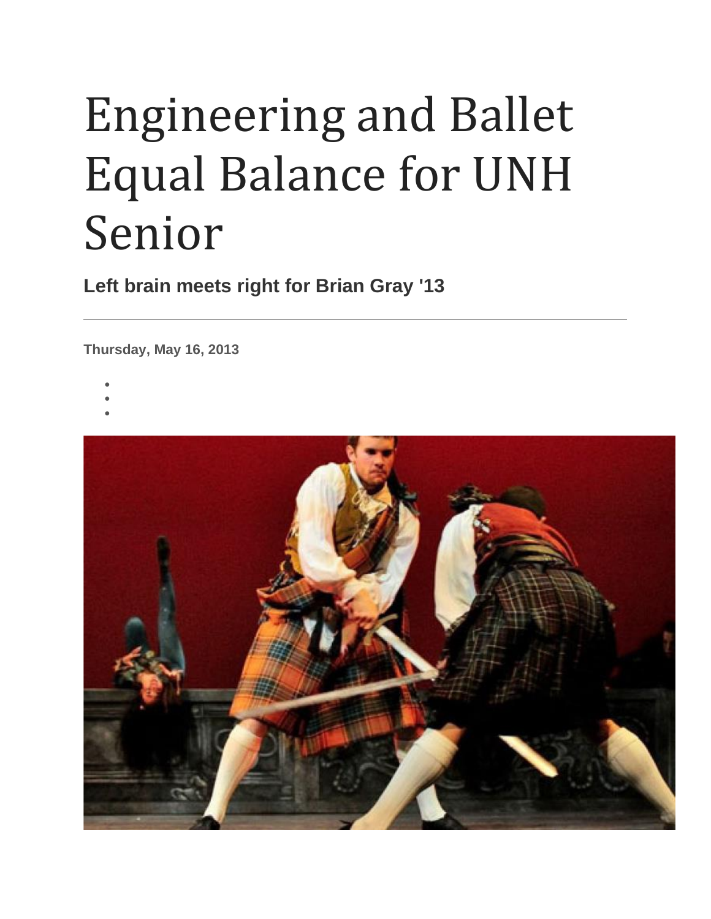# Engineering and Ballet Equal Balance for UNH Senior

**Left brain meets right for Brian Gray '13**

---

**Thursday, May 16, 2013**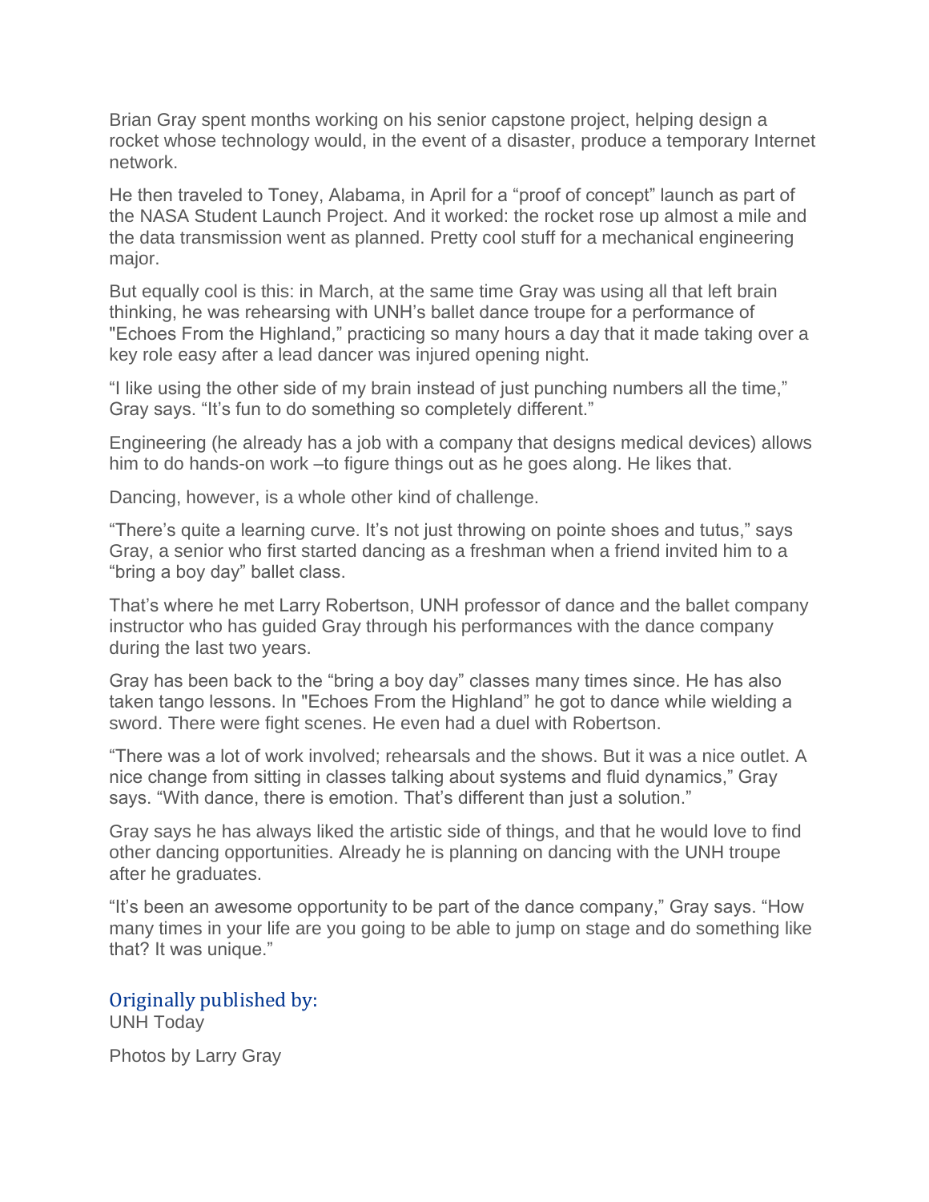Brian Gray spent months working on his senior capstone project, helping design a rocket whose technology would, in the event of a disaster, produce a temporary Internet network.

He then traveled to Toney, Alabama, in April for a "proof of concept" launch as part of the NASA Student Launch Project. And it worked: the rocket rose up almost a mile and the data transmission went as planned. Pretty cool stuff for a mechanical engineering major.

But equally cool is this: in March, at the same time Gray was using all that left brain thinking, he was rehearsing with UNH's ballet dance troupe for a performance of "Echoes From the Highland," practicing so many hours a day that it made taking over a key role easy after a lead dancer was injured opening night.

"I like using the other side of my brain instead of just punching numbers all the time," Gray says. "It's fun to do something so completely different."

Engineering (he already has a job with a company that designs medical devices) allows him to do hands-on work –to figure things out as he goes along. He likes that.

Dancing, however, is a whole other kind of challenge.

"There's quite a learning curve. It's not just throwing on pointe shoes and tutus," says Gray, a senior who first started dancing as a freshman when a friend invited him to a "bring a boy day" ballet class.

That's where he met Larry Robertson, UNH professor of dance and the ballet company instructor who has guided Gray through his performances with the dance company during the last two years.

Gray has been back to the "bring a boy day" classes many times since. He has also taken tango lessons. In "Echoes From the Highland" he got to dance while wielding a sword. There were fight scenes. He even had a duel with Robertson.

"There was a lot of work involved; rehearsals and the shows. But it was a nice outlet. A nice change from sitting in classes talking about systems and fluid dynamics," Gray says. "With dance, there is emotion. That's different than just a solution."

Gray says he has always liked the artistic side of things, and that he would love to find other dancing opportunities. Already he is planning on dancing with the UNH troupe after he graduates.

"It's been an awesome opportunity to be part of the dance company," Gray says. "How many times in your life are you going to be able to jump on stage and do something like that? It was unique."

### Originally published by:

UNH Today

Photos by Larry Gray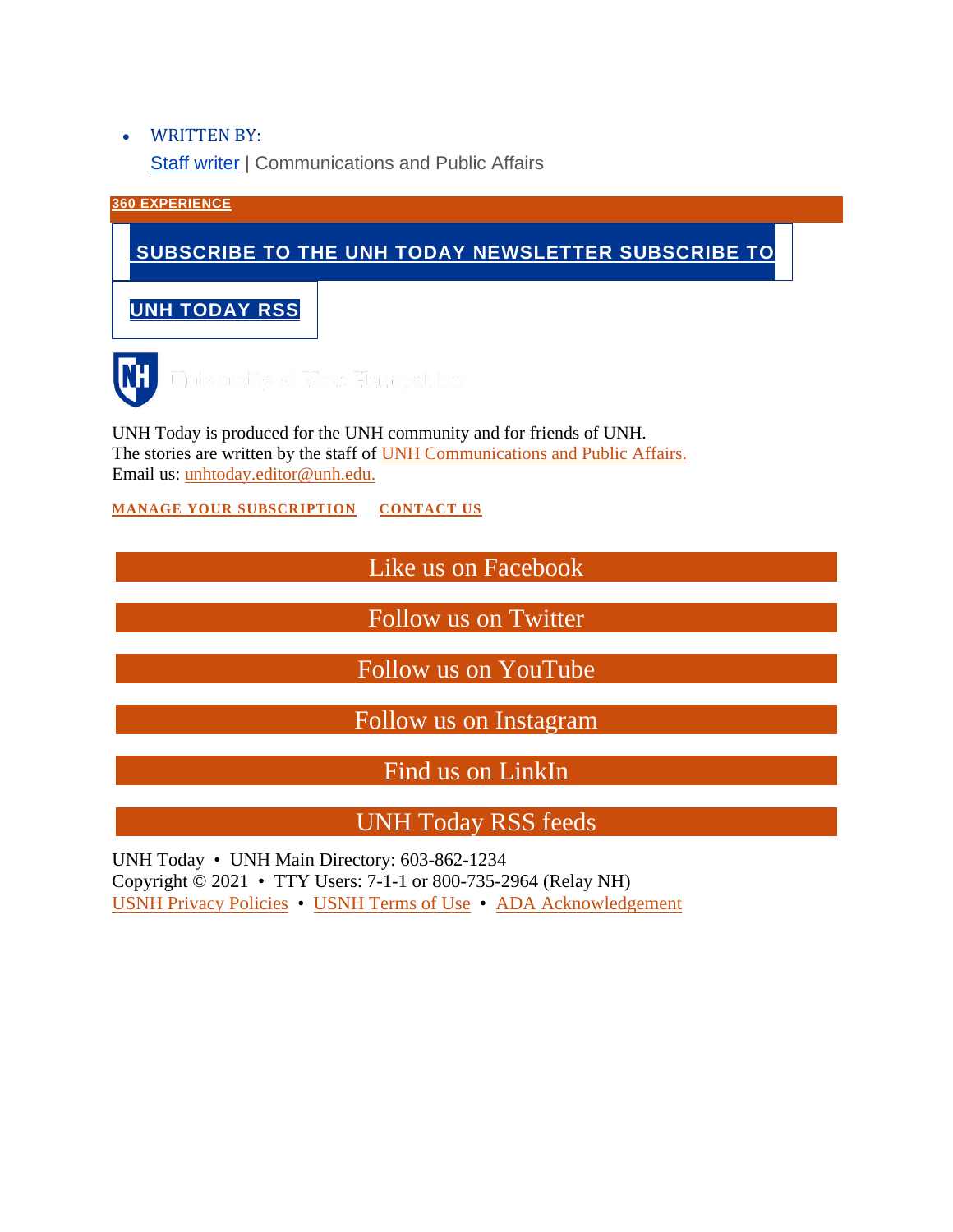- WRITTEN BY:
  Staff writer | Communications and Public Affairs

**360 EXPERIENCE**

**SUBSCRIBE TO THE UNH TODAY NEWSLETTER SUBSCRIBE TO**

**UNH TODAY RSS**

University of New Hampshire

UNH Today is produced for the UNH community and for friends of UNH.
The stories are written by the staff of UNH Communications and Public Affairs.
Email us: unhtoday.editor@unh.edu.

**MANAGE YOUR SUBSCRIPTION** **CONTACT US**

Like us on Facebook

Follow us on Twitter

Follow us on YouTube

Follow us on Instagram

Find us on LinkIn

UNH Today RSS feeds

UNH Today • UNH Main Directory: 603-862-1234
Copyright © 2021 • TTY Users: 7-1-1 or 800-735-2964 (Relay NH)
USNH Privacy Policies • USNH Terms of Use • ADA Acknowledgement